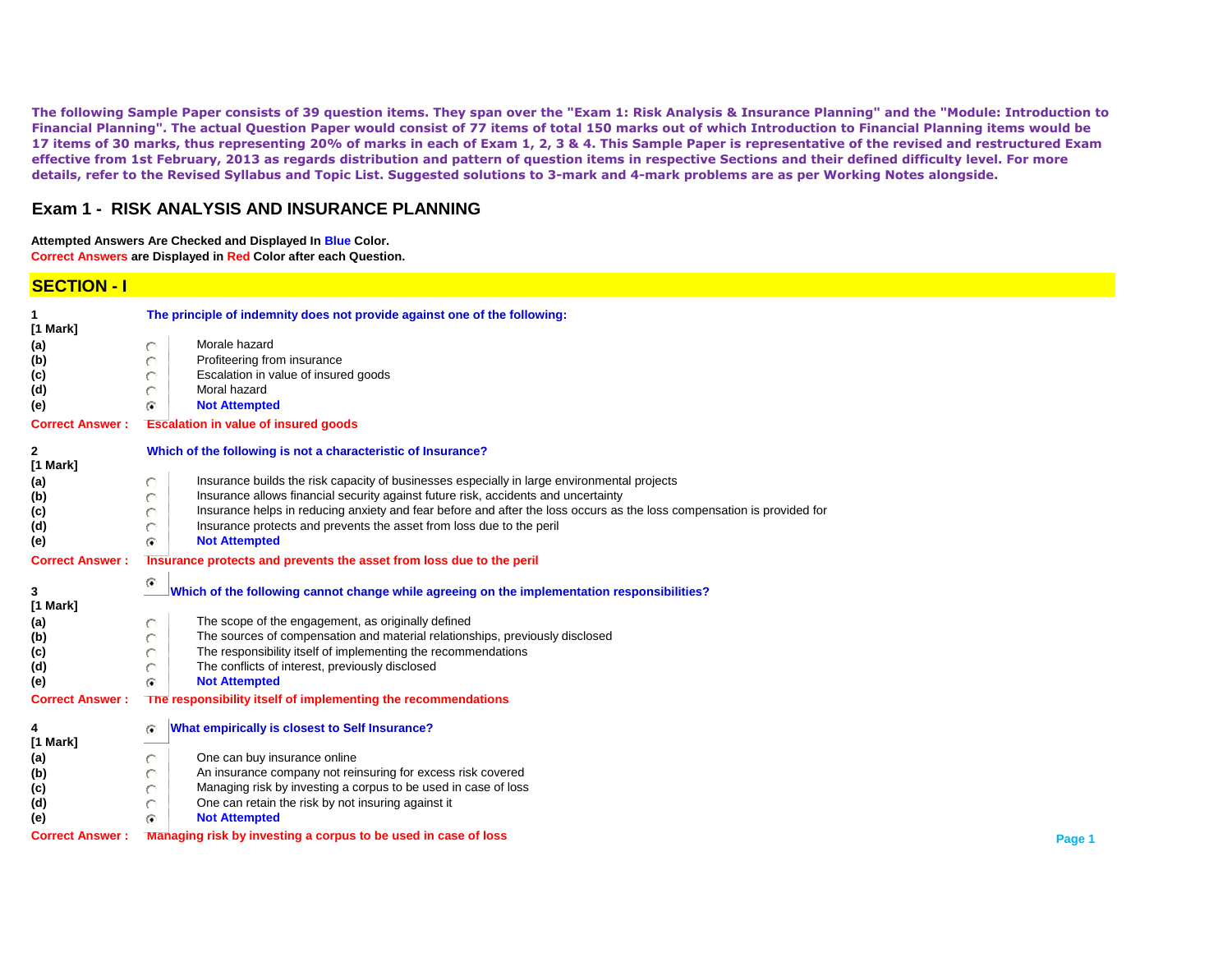The following Sample Paper consists of 39 question items. They span over the "Exam 1: Risk Analysis & Insurance Planning" and the "Module: Introduction to Financial Planning". The actual Question Paper would consist of 77 items of total 150 marks out of which Introduction to Financial Planning items would be 17 items of 30 marks, thus representing 20% of marks in each of Exam 1, 2, 3 & 4. This Sample Paper is representative of the revised and restructured Exam effective from 1st February, 2013 as regards distribution and pattern of question items in respective Sections and their defined difficulty level. For more details, refer to the Revised Syllabus and Topic List. Suggested solutions to 3-mark and 4-mark problems are as per Working Notes alongside.

# Exam 1 - RISK ANALYSIS AND INSURANCE PLANNING

**Attempted Answers Are Checked and Displayed In Blue Color.**
**Correct Answers are Displayed in Red Color after each Question.**

## SECTION - I

**1** **[1 Mark]** **The principle of indemnity does not provide against one of the following:**

- (a) Morale hazard
- (b) Profiteering from insurance
- (c) Escalation in value of insured goods
- (d) Moral hazard
- (e) **Not Attempted**

**Correct Answer : Escalation in value of insured goods**

**2** **[1 Mark]** **Which of the following is not a characteristic of Insurance?**

- (a) Insurance builds the risk capacity of businesses especially in large environmental projects
- (b) Insurance allows financial security against future risk, accidents and uncertainty
- (c) Insurance helps in reducing anxiety and fear before and after the loss occurs as the loss compensation is provided for
- (d) Insurance protects and prevents the asset from loss due to the peril
- (e) **Not Attempted**

**Correct Answer : Insurance protects and prevents the asset from loss due to the peril**

**3** **[1 Mark]** **Which of the following cannot change while agreeing on the implementation responsibilities?**

- (a) The scope of the engagement, as originally defined
- (b) The sources of compensation and material relationships, previously disclosed
- (c) The responsibility itself of implementing the recommendations
- (d) The conflicts of interest, previously disclosed
- (e) **Not Attempted**

**Correct Answer : The responsibility itself of implementing the recommendations**

**4** **[1 Mark]** **What empirically is closest to Self Insurance?**

- (a) One can buy insurance online
- (b) An insurance company not reinsuring for excess risk covered
- (c) Managing risk by investing a corpus to be used in case of loss
- (d) One can retain the risk by not insuring against it
- (e) **Not Attempted**

**Correct Answer : Managing risk by investing a corpus to be used in case of loss**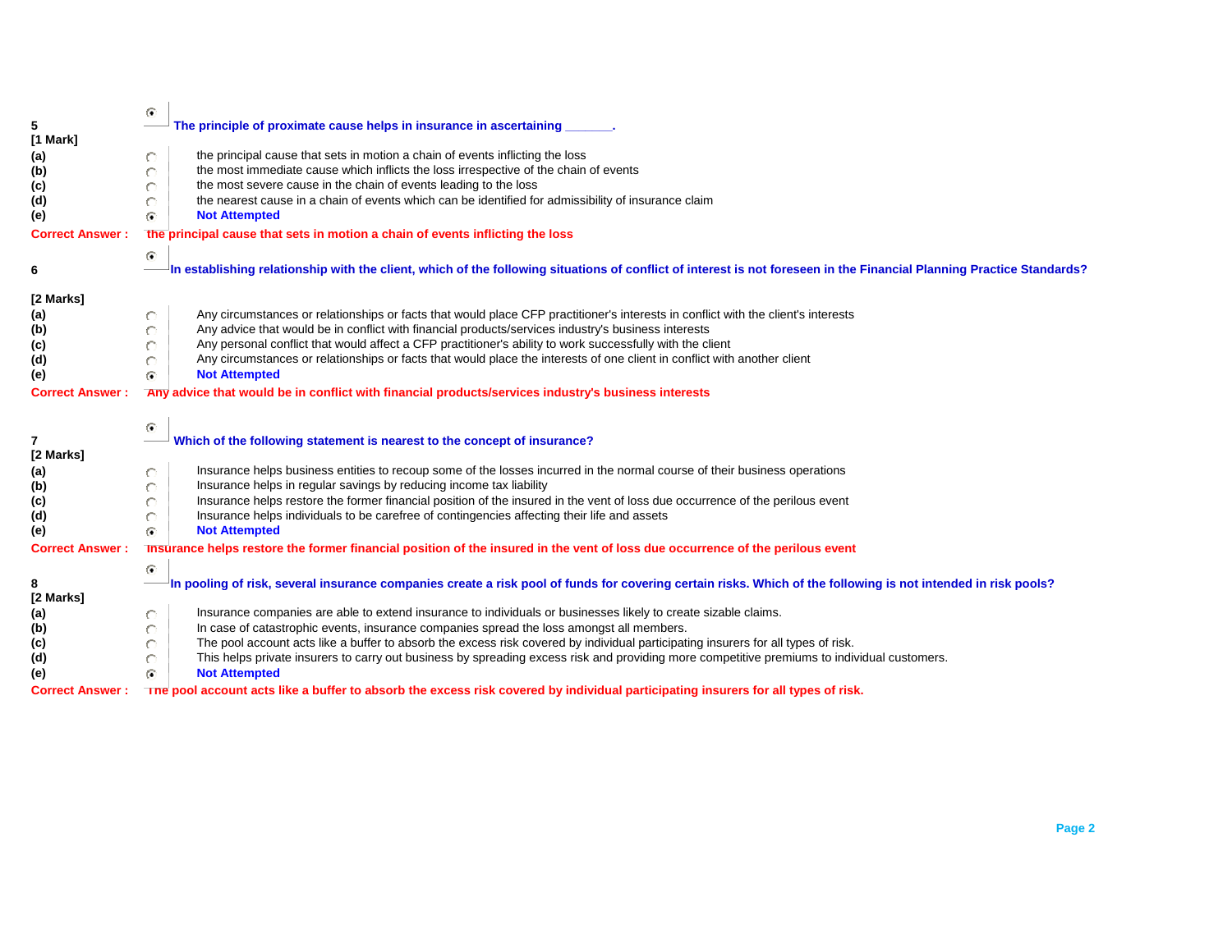**5**
**[1 Mark]**

**The principle of proximate cause helps in insurance in ascertaining _______.**

(a) the principal cause that sets in motion a chain of events inflicting the loss
(b) the most immediate cause which inflicts the loss irrespective of the chain of events
(c) the most severe cause in the chain of events leading to the loss
(d) the nearest cause in a chain of events which can be identified for admissibility of insurance claim
(e) **Not Attempted**

**Correct Answer : the principal cause that sets in motion a chain of events inflicting the loss**

**6**
**[2 Marks]**

**In establishing relationship with the client, which of the following situations of conflict of interest is not foreseen in the Financial Planning Practice Standards?**

(a) Any circumstances or relationships or facts that would place CFP practitioner's interests in conflict with the client's interests
(b) Any advice that would be in conflict with financial products/services industry's business interests
(c) Any personal conflict that would affect a CFP practitioner's ability to work successfully with the client
(d) Any circumstances or relationships or facts that would place the interests of one client in conflict with another client
(e) **Not Attempted**

**Correct Answer : Any advice that would be in conflict with financial products/services industry's business interests**

**7**
**[2 Marks]**

**Which of the following statement is nearest to the concept of insurance?**

(a) Insurance helps business entities to recoup some of the losses incurred in the normal course of their business operations
(b) Insurance helps in regular savings by reducing income tax liability
(c) Insurance helps restore the former financial position of the insured in the vent of loss due occurrence of the perilous event
(d) Insurance helps individuals to be carefree of contingencies affecting their life and assets
(e) **Not Attempted**

**Correct Answer : Insurance helps restore the former financial position of the insured in the vent of loss due occurrence of the perilous event**

**8**
**[2 Marks]**

**In pooling of risk, several insurance companies create a risk pool of funds for covering certain risks. Which of the following is not intended in risk pools?**

(a) Insurance companies are able to extend insurance to individuals or businesses likely to create sizable claims.
(b) In case of catastrophic events, insurance companies spread the loss amongst all members.
(c) The pool account acts like a buffer to absorb the excess risk covered by individual participating insurers for all types of risk.
(d) This helps private insurers to carry out business by spreading excess risk and providing more competitive premiums to individual customers.
(e) **Not Attempted**

**Correct Answer : The pool account acts like a buffer to absorb the excess risk covered by individual participating insurers for all types of risk.**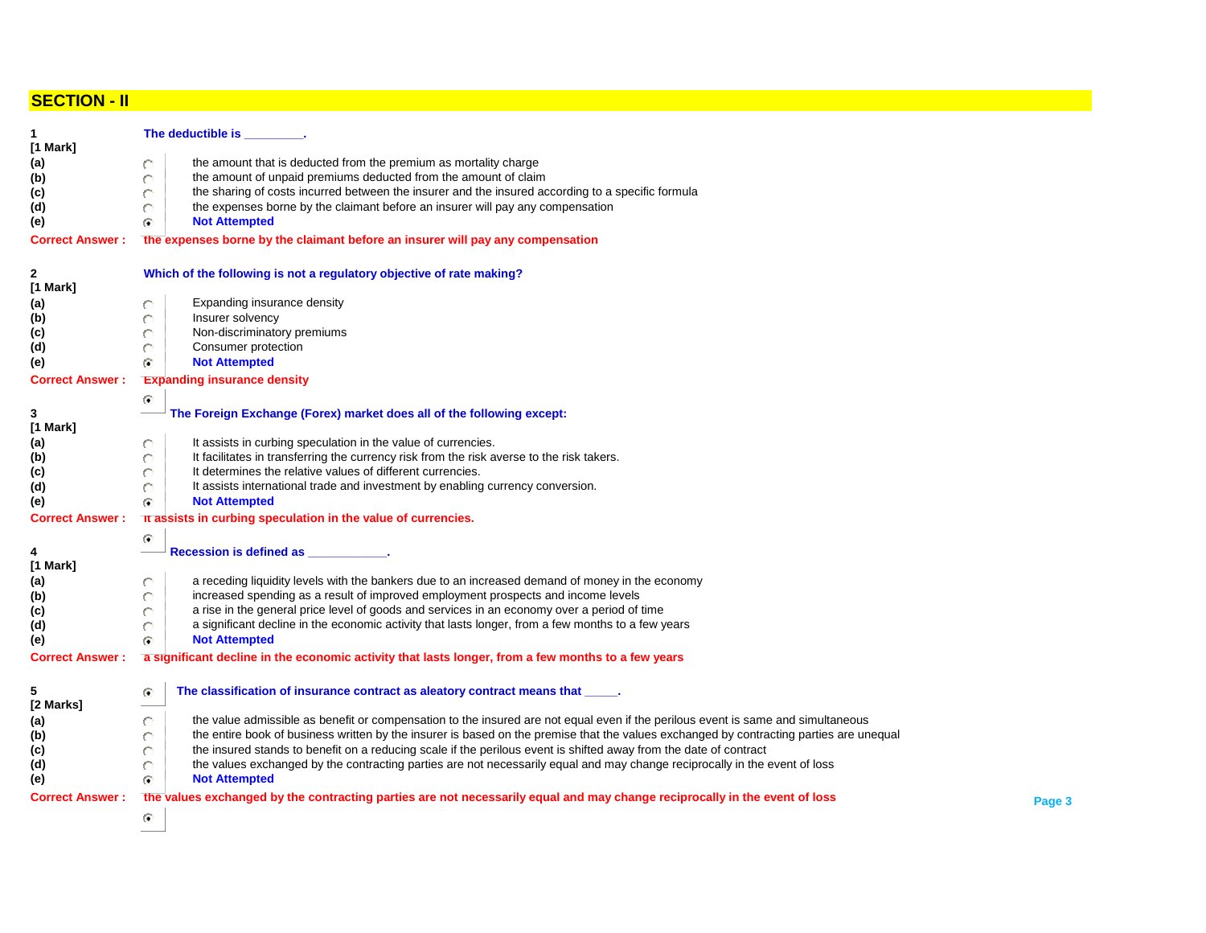## SECTION - II

**1** **The deductible is ________.**
**[1 Mark]**

**(a)** the amount that is deducted from the premium as mortality charge
**(b)** the amount of unpaid premiums deducted from the amount of claim
**(c)** the sharing of costs incurred between the insurer and the insured according to a specific formula
**(d)** the expenses borne by the claimant before an insurer will pay any compensation
**(e)** **Not Attempted**

**Correct Answer : the expenses borne by the claimant before an insurer will pay any compensation**

**2** **Which of the following is not a regulatory objective of rate making?**
**[1 Mark]**

**(a)** Expanding insurance density
**(b)** Insurer solvency
**(c)** Non-discriminatory premiums
**(d)** Consumer protection
**(e)** **Not Attempted**

**Correct Answer : Expanding insurance density**

**3** **The Foreign Exchange (Forex) market does all of the following except:**
**[1 Mark]**

**(a)** It assists in curbing speculation in the value of currencies.
**(b)** It facilitates in transferring the currency risk from the risk averse to the risk takers.
**(c)** It determines the relative values of different currencies.
**(d)** It assists international trade and investment by enabling currency conversion.
**(e)** **Not Attempted**

**Correct Answer : It assists in curbing speculation in the value of currencies.**

**4** **Recession is defined as ___________.**
**[1 Mark]**

**(a)** a receding liquidity levels with the bankers due to an increased demand of money in the economy
**(b)** increased spending as a result of improved employment prospects and income levels
**(c)** a rise in the general price level of goods and services in an economy over a period of time
**(d)** a significant decline in the economic activity that lasts longer, from a few months to a few years
**(e)** **Not Attempted**

**Correct Answer : a significant decline in the economic activity that lasts longer, from a few months to a few years**

**5** **The classification of insurance contract as aleatory contract means that _____.**
**[2 Marks]**

**(a)** the value admissible as benefit or compensation to the insured are not equal even if the perilous event is same and simultaneous
**(b)** the entire book of business written by the insurer is based on the premise that the values exchanged by contracting parties are unequal
**(c)** the insured stands to benefit on a reducing scale if the perilous event is shifted away from the date of contract
**(d)** the values exchanged by the contracting parties are not necessarily equal and may change reciprocally in the event of loss
**(e)** **Not Attempted**

**Correct Answer : the values exchanged by the contracting parties are not necessarily equal and may change reciprocally in the event of loss**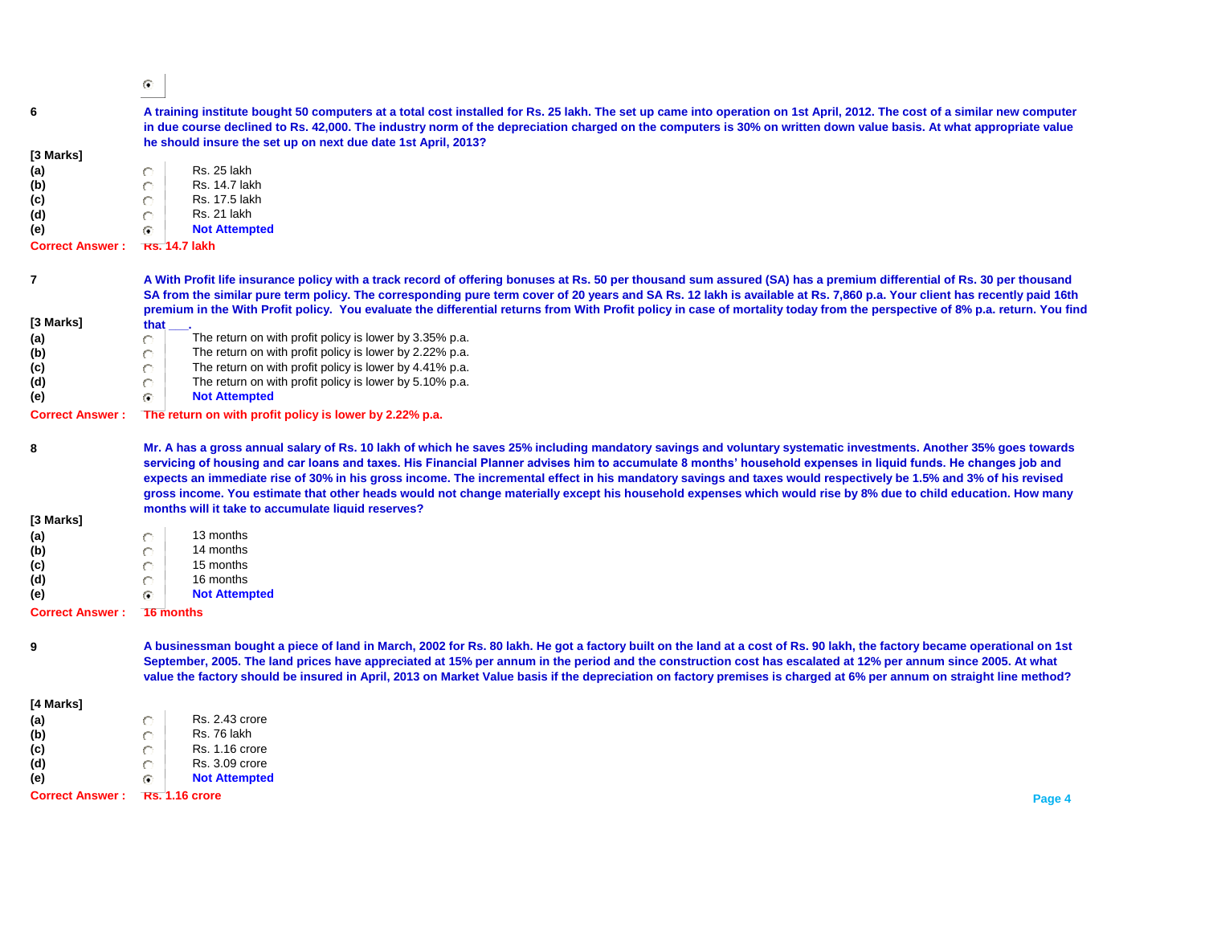**6**

**A training institute bought 50 computers at a total cost installed for Rs. 25 lakh. The set up came into operation on 1st April, 2012. The cost of a similar new computer in due course declined to Rs. 42,000. The industry norm of the depreciation charged on the computers is 30% on written down value basis. At what appropriate value he should insure the set up on next due date 1st April, 2013?**

**[3 Marks]**

**(a)** Rs. 25 lakh
**(b)** Rs. 14.7 lakh
**(c)** Rs. 17.5 lakh
**(d)** Rs. 21 lakh
**(e)** **Not Attempted**

**Correct Answer : Rs. 14.7 lakh**

**7**

**A With Profit life insurance policy with a track record of offering bonuses at Rs. 50 per thousand sum assured (SA) has a premium differential of Rs. 30 per thousand SA from the similar pure term policy. The corresponding pure term cover of 20 years and SA Rs. 12 lakh is available at Rs. 7,860 p.a. Your client has recently paid 16th premium in the With Profit policy. You evaluate the differential returns from With Profit policy in case of mortality today from the perspective of 8% p.a. return. You find that \_\_\_.**

**[3 Marks]**

**(a)** The return on with profit policy is lower by 3.35% p.a.
**(b)** The return on with profit policy is lower by 2.22% p.a.
**(c)** The return on with profit policy is lower by 4.41% p.a.
**(d)** The return on with profit policy is lower by 5.10% p.a.
**(e)** **Not Attempted**

**Correct Answer : The return on with profit policy is lower by 2.22% p.a.**

**8**

**Mr. A has a gross annual salary of Rs. 10 lakh of which he saves 25% including mandatory savings and voluntary systematic investments. Another 35% goes towards servicing of housing and car loans and taxes. His Financial Planner advises him to accumulate 8 months' household expenses in liquid funds. He changes job and expects an immediate rise of 30% in his gross income. The incremental effect in his mandatory savings and taxes would respectively be 1.5% and 3% of his revised gross income. You estimate that other heads would not change materially except his household expenses which would rise by 8% due to child education. How many months will it take to accumulate liquid reserves?**

**[3 Marks]**

**(a)** 13 months
**(b)** 14 months
**(c)** 15 months
**(d)** 16 months
**(e)** **Not Attempted**

**Correct Answer : 16 months**

**9**

**A businessman bought a piece of land in March, 2002 for Rs. 80 lakh. He got a factory built on the land at a cost of Rs. 90 lakh, the factory became operational on 1st September, 2005. The land prices have appreciated at 15% per annum in the period and the construction cost has escalated at 12% per annum since 2005. At what value the factory should be insured in April, 2013 on Market Value basis if the depreciation on factory premises is charged at 6% per annum on straight line method?**

**[4 Marks]**

**(a)** Rs. 2.43 crore
**(b)** Rs. 76 lakh
**(c)** Rs. 1.16 crore
**(d)** Rs. 3.09 crore
**(e)** **Not Attempted**

**Correct Answer : Rs. 1.16 crore**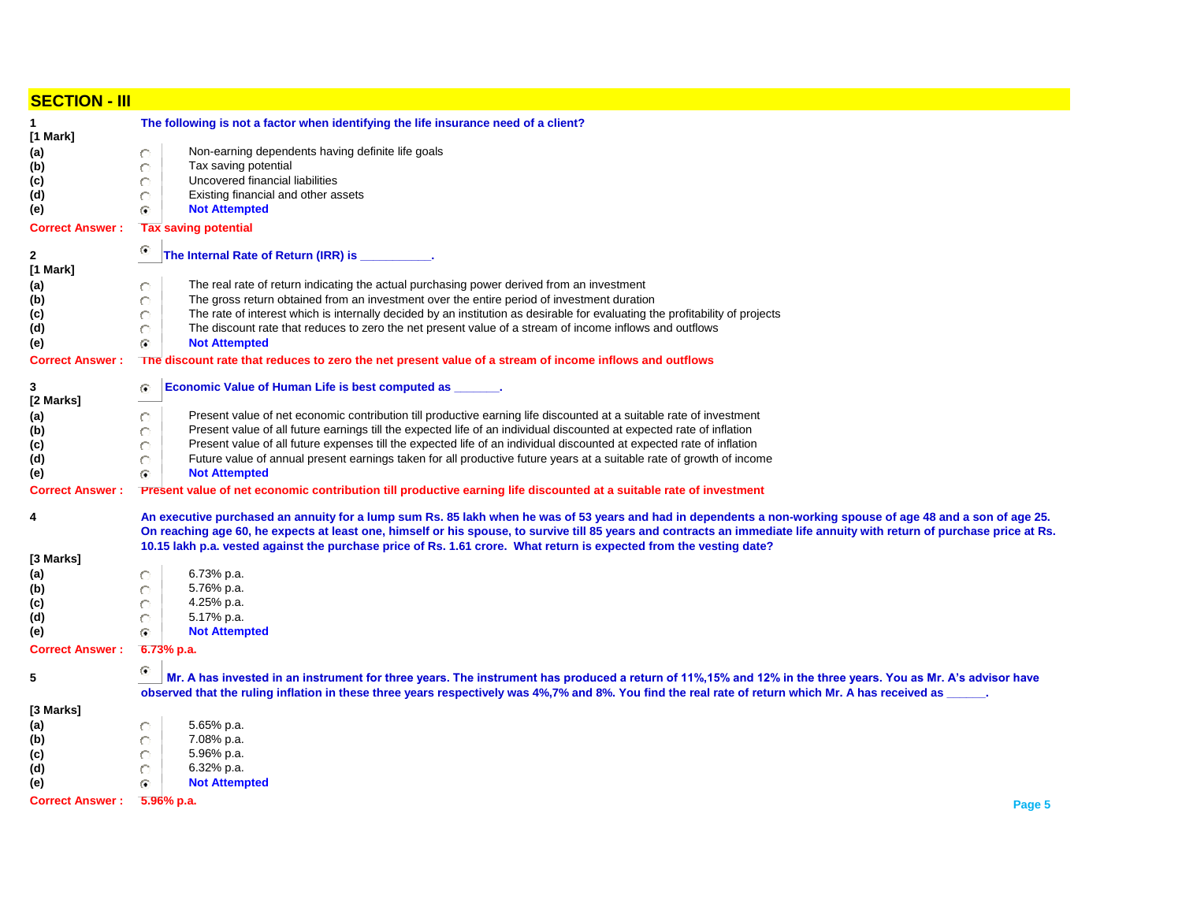## SECTION - III

**1** **The following is not a factor when identifying the life insurance need of a client?**

[1 Mark]

(a) Non-earning dependents having definite life goals
(b) Tax saving potential
(c) Uncovered financial liabilities
(d) Existing financial and other assets
(e) **Not Attempted**

**Correct Answer : Tax saving potential**

**2** **The Internal Rate of Return (IRR) is ___________.**

[1 Mark]

(a) The real rate of return indicating the actual purchasing power derived from an investment
(b) The gross return obtained from an investment over the entire period of investment duration
(c) The rate of interest which is internally decided by an institution as desirable for evaluating the profitability of projects
(d) The discount rate that reduces to zero the net present value of a stream of income inflows and outflows
(e) **Not Attempted**

**Correct Answer : The discount rate that reduces to zero the net present value of a stream of income inflows and outflows**

**3** **Economic Value of Human Life is best computed as _______.**

[2 Marks]

(a) Present value of net economic contribution till productive earning life discounted at a suitable rate of investment
(b) Present value of all future earnings till the expected life of an individual discounted at expected rate of inflation
(c) Present value of all future expenses till the expected life of an individual discounted at expected rate of inflation
(d) Future value of annual present earnings taken for all productive future years at a suitable rate of growth of income
(e) **Not Attempted**

**Correct Answer : Present value of net economic contribution till productive earning life discounted at a suitable rate of investment**

**4** **An executive purchased an annuity for a lump sum Rs. 85 lakh when he was of 53 years and had in dependents a non-working spouse of age 48 and a son of age 25. On reaching age 60, he expects at least one, himself or his spouse, to survive till 85 years and contracts an immediate life annuity with return of purchase price at Rs. 10.15 lakh p.a. vested against the purchase price of Rs. 1.61 crore. What return is expected from the vesting date?**

[3 Marks]

(a) 6.73% p.a.
(b) 5.76% p.a.
(c) 4.25% p.a.
(d) 5.17% p.a.
(e) **Not Attempted**

**Correct Answer : 6.73% p.a.**

**5** **Mr. A has invested in an instrument for three years. The instrument has produced a return of 11%,15% and 12% in the three years. You as Mr. A's advisor have observed that the ruling inflation in these three years respectively was 4%,7% and 8%. You find the real rate of return which Mr. A has received as ______.**

[3 Marks]

(a) 5.65% p.a.
(b) 7.08% p.a.
(c) 5.96% p.a.
(d) 6.32% p.a.
(e) **Not Attempted**

**Correct Answer : 5.96% p.a.**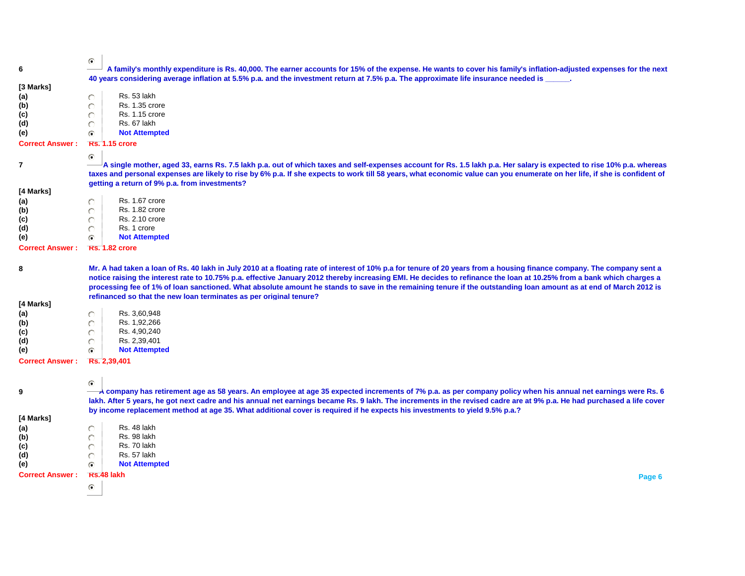**6** A family's monthly expenditure is Rs. 40,000. The earner accounts for 15% of the expense. He wants to cover his family's inflation-adjusted expenses for the next 40 years considering average inflation at 5.5% p.a. and the investment return at 7.5% p.a. The approximate life insurance needed is ______.

[3 Marks]

(a) Rs. 53 lakh
(b) Rs. 1.35 crore
(c) Rs. 1.15 crore
(d) Rs. 67 lakh
(e) **Not Attempted**

**Correct Answer : Rs. 1.15 crore**

**7** A single mother, aged 33, earns Rs. 7.5 lakh p.a. out of which taxes and self-expenses account for Rs. 1.5 lakh p.a. Her salary is expected to rise 10% p.a. whereas taxes and personal expenses are likely to rise by 6% p.a. If she expects to work till 58 years, what economic value can you enumerate on her life, if she is confident of getting a return of 9% p.a. from investments?

[4 Marks]

(a) Rs. 1.67 crore
(b) Rs. 1.82 crore
(c) Rs. 2.10 crore
(d) Rs. 1 crore
(e) **Not Attempted**

**Correct Answer : Rs. 1.82 crore**

**8** Mr. A had taken a loan of Rs. 40 lakh in July 2010 at a floating rate of interest of 10% p.a for tenure of 20 years from a housing finance company. The company sent a notice raising the interest rate to 10.75% p.a. effective January 2012 thereby increasing EMI. He decides to refinance the loan at 10.25% from a bank which charges a processing fee of 1% of loan sanctioned. What absolute amount he stands to save in the remaining tenure if the outstanding loan amount as at end of March 2012 is refinanced so that the new loan terminates as per original tenure?

[4 Marks]

(a) Rs. 3,60,948
(b) Rs. 1,92,266
(c) Rs. 4,90,240
(d) Rs. 2,39,401
(e) **Not Attempted**

**Correct Answer : Rs. 2,39,401**

**9** A company has retirement age as 58 years. An employee at age 35 expected increments of 7% p.a. as per company policy when his annual net earnings were Rs. 6 lakh. After 5 years, he got next cadre and his annual net earnings became Rs. 9 lakh. The increments in the revised cadre are at 9% p.a. He had purchased a life cover by income replacement method at age 35. What additional cover is required if he expects his investments to yield 9.5% p.a.?

[4 Marks]

(a) Rs. 48 lakh
(b) Rs. 98 lakh
(c) Rs. 70 lakh
(d) Rs. 57 lakh
(e) **Not Attempted**

**Correct Answer : Rs.48 lakh**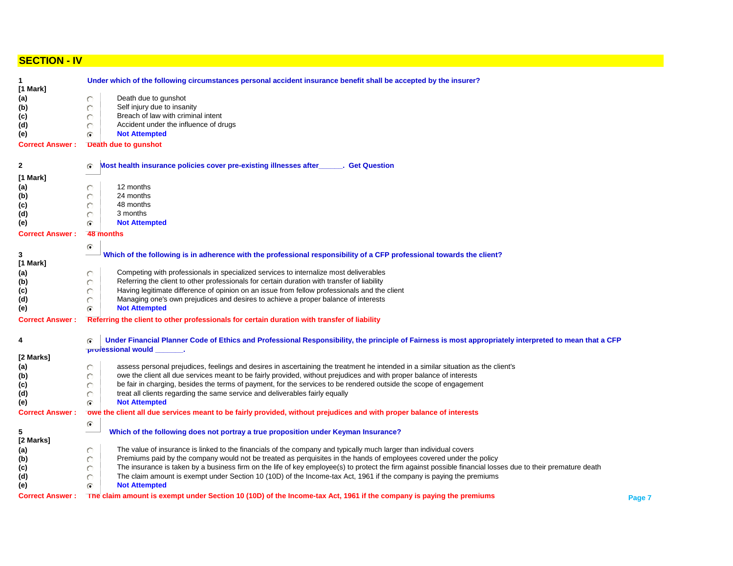## SECTION - IV

**1** **Under which of the following circumstances personal accident insurance benefit shall be accepted by the insurer?**

**[1 Mark]**

**(a)** Death due to gunshot
**(b)** Self injury due to insanity
**(c)** Breach of law with criminal intent
**(d)** Accident under the influence of drugs
**(e)** **Not Attempted**

**Correct Answer :** **Death due to gunshot**

**2** **Most health insurance policies cover pre-existing illnesses after______. Get Question**

**[1 Mark]**

**(a)** 12 months
**(b)** 24 months
**(c)** 48 months
**(d)** 3 months
**(e)** **Not Attempted**

**Correct Answer :** **48 months**

**3** **Which of the following is in adherence with the professional responsibility of a CFP professional towards the client?**

**[1 Mark]**

**(a)** Competing with professionals in specialized services to internalize most deliverables
**(b)** Referring the client to other professionals for certain duration with transfer of liability
**(c)** Having legitimate difference of opinion on an issue from fellow professionals and the client
**(d)** Managing one's own prejudices and desires to achieve a proper balance of interests
**(e)** **Not Attempted**

**Correct Answer :** **Referring the client to other professionals for certain duration with transfer of liability**

**4** **Under Financial Planner Code of Ethics and Professional Responsibility, the principle of Fairness is most appropriately interpreted to mean that a CFP professional would _______.**

**[2 Marks]**

**(a)** assess personal prejudices, feelings and desires in ascertaining the treatment he intended in a similar situation as the client's
**(b)** owe the client all due services meant to be fairly provided, without prejudices and with proper balance of interests
**(c)** be fair in charging, besides the terms of payment, for the services to be rendered outside the scope of engagement
**(d)** treat all clients regarding the same service and deliverables fairly equally
**(e)** **Not Attempted**

**Correct Answer :** **owe the client all due services meant to be fairly provided, without prejudices and with proper balance of interests**

**5** **Which of the following does not portray a true proposition under Keyman Insurance?**

**[2 Marks]**

**(a)** The value of insurance is linked to the financials of the company and typically much larger than individual covers
**(b)** Premiums paid by the company would not be treated as perquisites in the hands of employees covered under the policy
**(c)** The insurance is taken by a business firm on the life of key employee(s) to protect the firm against possible financial losses due to their premature death
**(d)** The claim amount is exempt under Section 10 (10D) of the Income-tax Act, 1961 if the company is paying the premiums
**(e)** **Not Attempted**

**Correct Answer :** **The claim amount is exempt under Section 10 (10D) of the Income-tax Act, 1961 if the company is paying the premiums**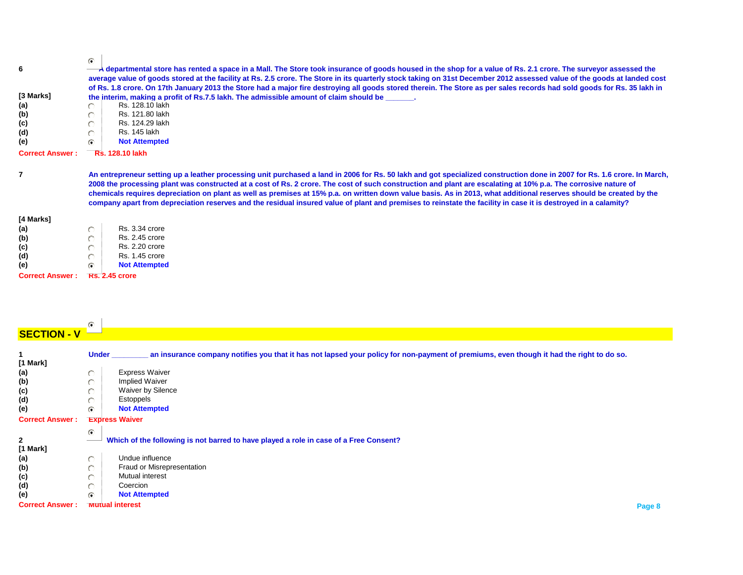**6** **[3 Marks]**

**A departmental store has rented a space in a Mall. The Store took insurance of goods housed in the shop for a value of Rs. 2.1 crore. The surveyor assessed the average value of goods stored at the facility at Rs. 2.5 crore. The Store in its quarterly stock taking on 31st December 2012 assessed value of the goods at landed cost of Rs. 1.8 crore. On 17th January 2013 the Store had a major fire destroying all goods stored therein. The Store as per sales records had sold goods for Rs. 35 lakh in the interim, making a profit of Rs.7.5 lakh. The admissible amount of claim should be _______.**

(a) Rs. 128.10 lakh
(b) Rs. 121.80 lakh
(c) Rs. 124.29 lakh
(d) Rs. 145 lakh
(e) **Not Attempted**

**Correct Answer : Rs. 128.10 lakh**

**7** **[4 Marks]**

**An entrepreneur setting up a leather processing unit purchased a land in 2006 for Rs. 50 lakh and got specialized construction done in 2007 for Rs. 1.6 crore. In March, 2008 the processing plant was constructed at a cost of Rs. 2 crore. The cost of such construction and plant are escalating at 10% p.a. The corrosive nature of chemicals requires depreciation on plant as well as premises at 15% p.a. on written down value basis. As in 2013, what additional reserves should be created by the company apart from depreciation reserves and the residual insured value of plant and premises to reinstate the facility in case it is destroyed in a calamity?**

(a) Rs. 3.34 crore
(b) Rs. 2.45 crore
(c) Rs. 2.20 crore
(d) Rs. 1.45 crore
(e) **Not Attempted**

**Correct Answer : Rs. 2.45 crore**

## SECTION - V

**1** **[1 Mark]**

**Under _________ an insurance company notifies you that it has not lapsed your policy for non-payment of premiums, even though it had the right to do so.**

(a) Express Waiver
(b) Implied Waiver
(c) Waiver by Silence
(d) Estoppels
(e) **Not Attempted**

**Correct Answer : Express Waiver**

**2** **[1 Mark]**

**Which of the following is not barred to have played a role in case of a Free Consent?**

(a) Undue influence
(b) Fraud or Misrepresentation
(c) Mutual interest
(d) Coercion
(e) **Not Attempted**

**Correct Answer : Mutual interest**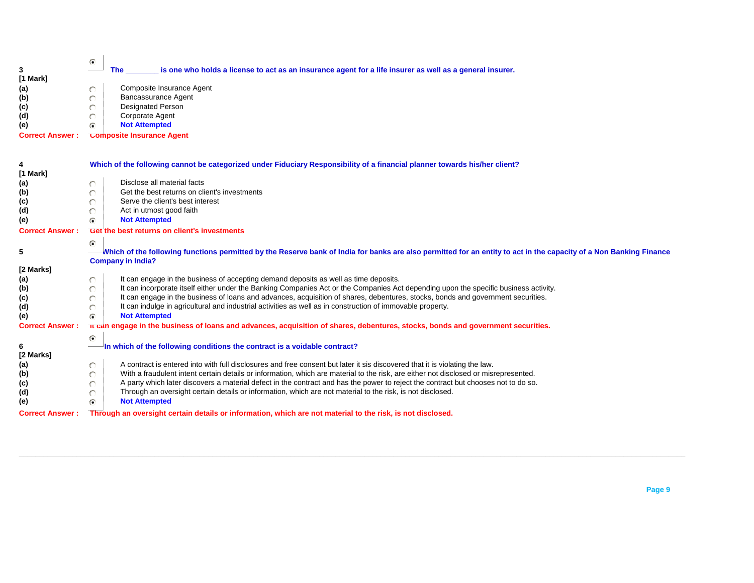**3**
**[1 Mark]**

**The ________ is one who holds a license to act as an insurance agent for a life insurer as well as a general insurer.**

**(a)** Composite Insurance Agent
**(b)** Bancassurance Agent
**(c)** Designated Person
**(d)** Corporate Agent
**(e)** **Not Attempted**

**Correct Answer : Composite Insurance Agent**

**4**
**[1 Mark]**

**Which of the following cannot be categorized under Fiduciary Responsibility of a financial planner towards his/her client?**

**(a)** Disclose all material facts
**(b)** Get the best returns on client's investments
**(c)** Serve the client's best interest
**(d)** Act in utmost good faith
**(e)** **Not Attempted**

**Correct Answer : Get the best returns on client's investments**

**5**
**[2 Marks]**

**Which of the following functions permitted by the Reserve bank of India for banks are also permitted for an entity to act in the capacity of a Non Banking Finance Company in India?**

**(a)** It can engage in the business of accepting demand deposits as well as time deposits.
**(b)** It can incorporate itself either under the Banking Companies Act or the Companies Act depending upon the specific business activity.
**(c)** It can engage in the business of loans and advances, acquisition of shares, debentures, stocks, bonds and government securities.
**(d)** It can indulge in agricultural and industrial activities as well as in construction of immovable property.
**(e)** **Not Attempted**

**Correct Answer : It can engage in the business of loans and advances, acquisition of shares, debentures, stocks, bonds and government securities.**

**6**
**[2 Marks]**

**In which of the following conditions the contract is a voidable contract?**

**(a)** A contract is entered into with full disclosures and free consent but later it sis discovered that it is violating the law.
**(b)** With a fraudulent intent certain details or information, which are material to the risk, are either not disclosed or misrepresented.
**(c)** A party which later discovers a material defect in the contract and has the power to reject the contract but chooses not to do so.
**(d)** Through an oversight certain details or information, which are not material to the risk, is not disclosed.
**(e)** **Not Attempted**

**Correct Answer : Through an oversight certain details or information, which are not material to the risk, is not disclosed.**